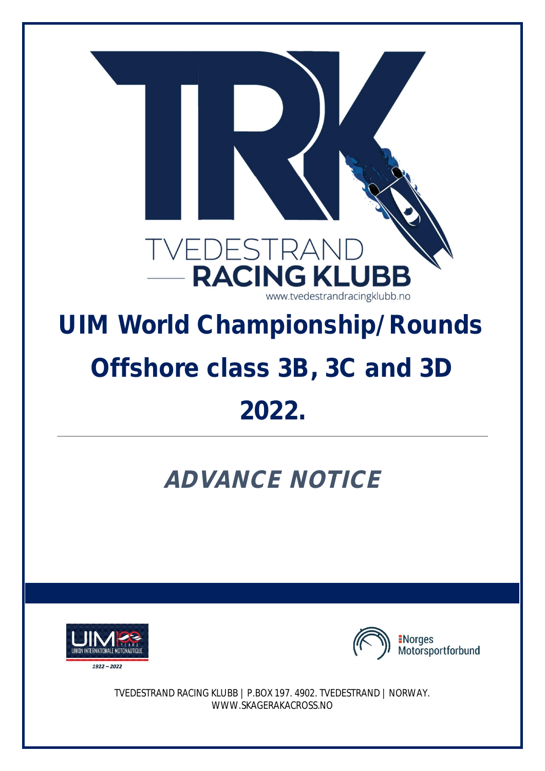TVEDESTRAND RACING KLUBB

www.tvedestrandracingklubb.no

# UIM World Championship/Rounds

# Offshore class 3B, 3C and 3D

# 2022.

---

## ***ADVANCE NOTICE***

UNION INTERNATIONALE MOTONAUTIQUE

1922 – 2022

Norges Motorsportforbund

TVEDESTRAND RACING KLUBB | P.BOX 197. 4902. TVEDESTRAND | NORWAY.
WWW.SKAGERAKACROSS.NO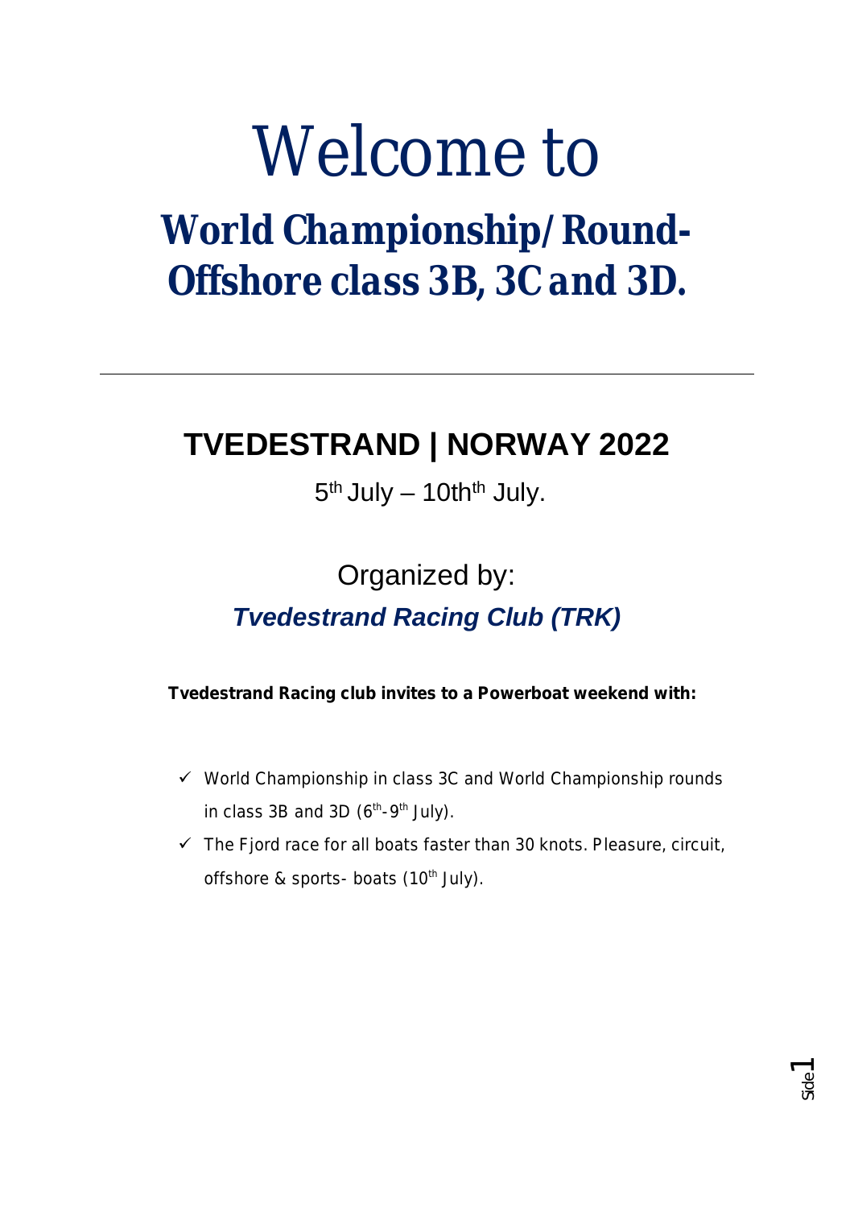# Welcome to

# World Championship/Round- Offshore class 3B, 3C and 3D.

---

## TVEDESTRAND | NORWAY 2022

5th July – 10thth July.

Organized by:

***Tvedestrand Racing Club (TRK)***

**Tvedestrand Racing club invites to a Powerboat weekend with:**

- ✓ World Championship in class 3C and World Championship rounds in class 3B and 3D (6th-9th July).
- ✓ The Fjord race for all boats faster than 30 knots. Pleasure, circuit, offshore & sports- boats (10th July).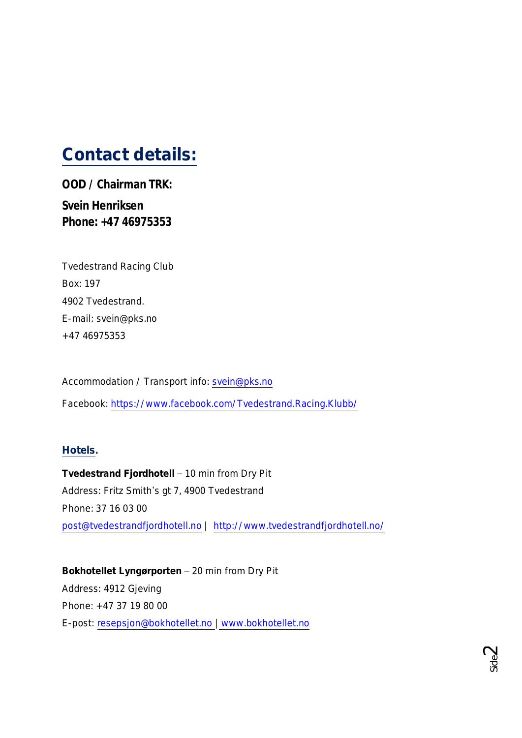# Contact details:

**OOD / Chairman TRK:**

**Svein Henriksen**
**Phone: +47 46975353**

Tvedestrand Racing Club
Box: 197
4902 Tvedestrand.
E-mail: svein@pks.no
+47 46975353

Accommodation / Transport info: svein@pks.no

Facebook: https://www.facebook.com/Tvedestrand.Racing.Klubb/

## Hotels.

**Tvedestrand Fjordhotell** – 10 min from Dry Pit
Address: Fritz Smith's gt 7, 4900 Tvedestrand
Phone: 37 16 03 00
post@tvedestrandfjordhotell.no | http://www.tvedestrandfjordhotell.no/

**Bokhotellet Lyngørporten** – 20 min from Dry Pit
Address: 4912 Gjeving
Phone: +47 37 19 80 00
E-post: resepsjon@bokhotellet.no | www.bokhotellet.no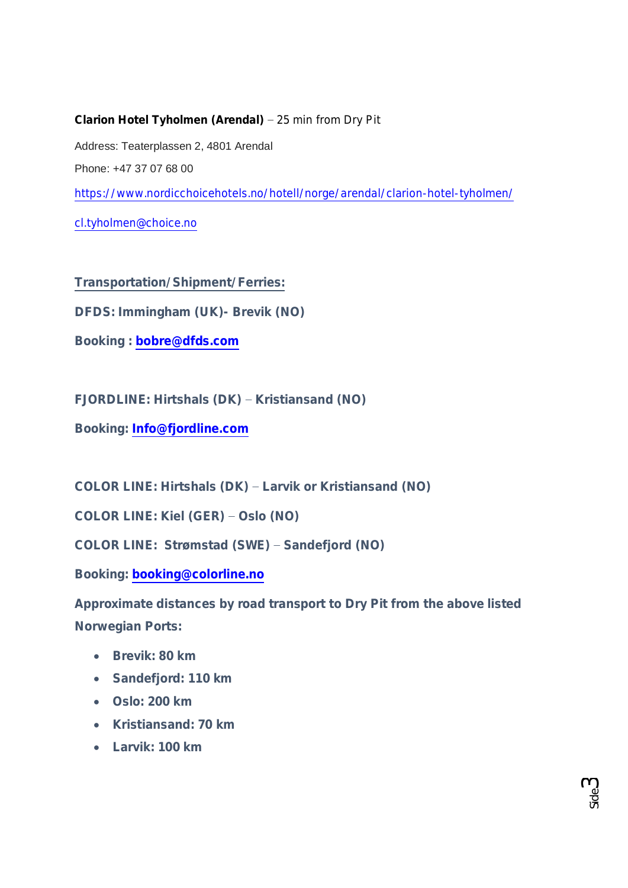**Clarion Hotel Tyholmen (Arendal)** – 25 min from Dry Pit

Address: Teaterplassen 2, 4801 Arendal

Phone: +47 37 07 68 00

https://www.nordicchoicehotels.no/hotell/norge/arendal/clarion-hotel-tyholmen/

cl.tyholmen@choice.no

**Transportation/Shipment/Ferries:**

**DFDS: Immingham (UK)- Brevik (NO)**

**Booking : bobre@dfds.com**

**FJORDLINE: Hirtshals (DK) – Kristiansand (NO)**

**Booking: Info@fjordline.com**

**COLOR LINE: Hirtshals (DK) – Larvik or Kristiansand (NO)**

**COLOR LINE: Kiel (GER) – Oslo (NO)**

**COLOR LINE: Strømstad (SWE) – Sandefjord (NO)**

**Booking: booking@colorline.no**

**Approximate distances by road transport to Dry Pit from the above listed Norwegian Ports:**

- **Brevik: 80 km**
- **Sandefjord: 110 km**
- **Oslo: 200 km**
- **Kristiansand: 70 km**
- **Larvik: 100 km**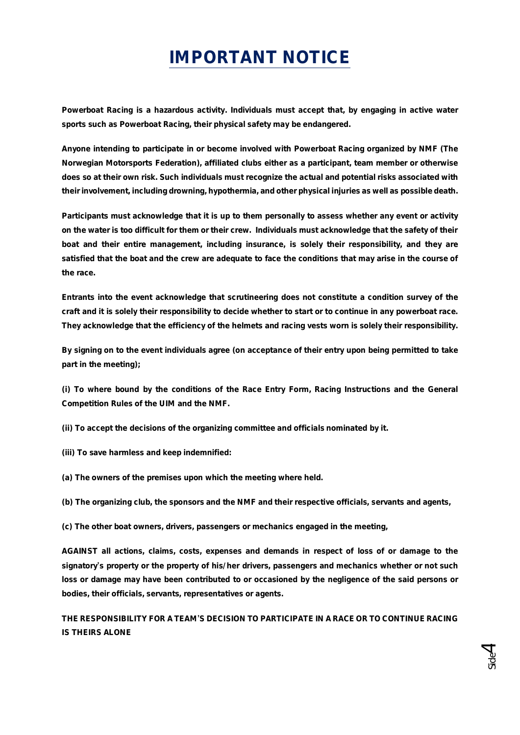# IMPORTANT NOTICE

**Powerboat Racing is a hazardous activity. Individuals must accept that, by engaging in active water sports such as Powerboat Racing, their physical safety may be endangered.**

**Anyone intending to participate in or become involved with Powerboat Racing organized by NMF (The Norwegian Motorsports Federation), affiliated clubs either as a participant, team member or otherwise does so at their own risk. Such individuals must recognize the actual and potential risks associated with their involvement, including drowning, hypothermia, and other physical injuries as well as possible death.**

**Participants must acknowledge that it is up to them personally to assess whether any event or activity on the water is too difficult for them or their crew. Individuals must acknowledge that the safety of their boat and their entire management, including insurance, is solely their responsibility, and they are satisfied that the boat and the crew are adequate to face the conditions that may arise in the course of the race.**

**Entrants into the event acknowledge that scrutineering does not constitute a condition survey of the craft and it is solely their responsibility to decide whether to start or to continue in any powerboat race. They acknowledge that the efficiency of the helmets and racing vests worn is solely their responsibility.**

**By signing on to the event individuals agree (on acceptance of their entry upon being permitted to take part in the meeting);**

**(i) To where bound by the conditions of the Race Entry Form, Racing Instructions and the General Competition Rules of the UIM and the NMF.**

**(ii) To accept the decisions of the organizing committee and officials nominated by it.**

**(iii) To save harmless and keep indemnified:**

**(a) The owners of the premises upon which the meeting where held.**

**(b) The organizing club, the sponsors and the NMF and their respective officials, servants and agents,**

**(c) The other boat owners, drivers, passengers or mechanics engaged in the meeting,**

**AGAINST all actions, claims, costs, expenses and demands in respect of loss of or damage to the signatory's property or the property of his/her drivers, passengers and mechanics whether or not such loss or damage may have been contributed to or occasioned by the negligence of the said persons or bodies, their officials, servants, representatives or agents.**

**THE RESPONSIBILITY FOR A TEAM'S DECISION TO PARTICIPATE IN A RACE OR TO CONTINUE RACING IS THEIRS ALONE**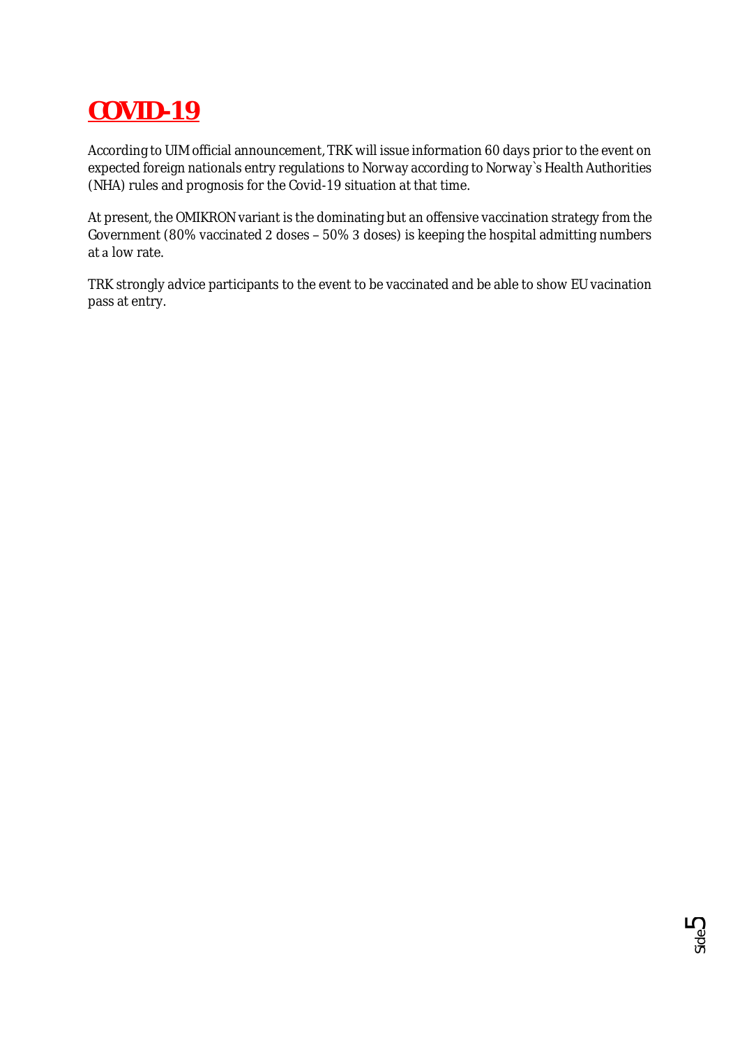# COVID-19

According to UIM official announcement, TRK will issue information 60 days prior to the event on expected foreign nationals entry regulations to Norway according to Norway`s Health Authorities (NHA) rules and prognosis for the Covid-19 situation at that time.

At present, the OMIKRON variant is the dominating but an offensive vaccination strategy from the Government (80% vaccinated 2 doses – 50% 3 doses) is keeping the hospital admitting numbers at a low rate.

TRK strongly advice participants to the event to be vaccinated and be able to show EU vacination pass at entry.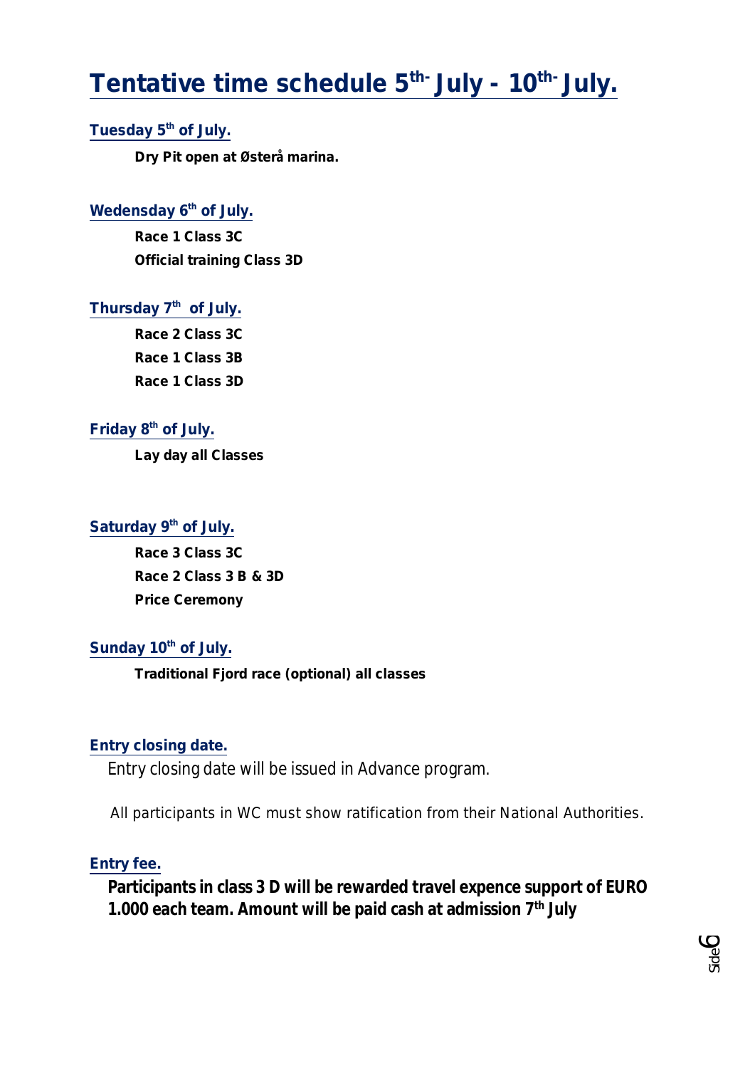# Tentative time schedule 5th- July - 10th- July.

### Tuesday 5th of July.

**Dry Pit open at Østerå marina.**

### Wedensday 6th of July.

**Race 1 Class 3C**

**Official training Class 3D**

### Thursday 7th of July.

**Race 2 Class 3C**

**Race 1 Class 3B**

**Race 1 Class 3D**

### Friday 8th of July.

**Lay day all Classes**

### Saturday 9th of July.

**Race 3 Class 3C**

**Race 2 Class 3 B & 3D**

**Price Ceremony**

### Sunday 10th of July.

**Traditional Fjord race (optional) all classes**

### Entry closing date.

Entry closing date will be issued in Advance program.

All participants in WC must show ratification from their National Authorities.

### Entry fee.

**Participants in class 3 D will be rewarded travel expence support of EURO 1.000 each team. Amount will be paid cash at admission 7th July**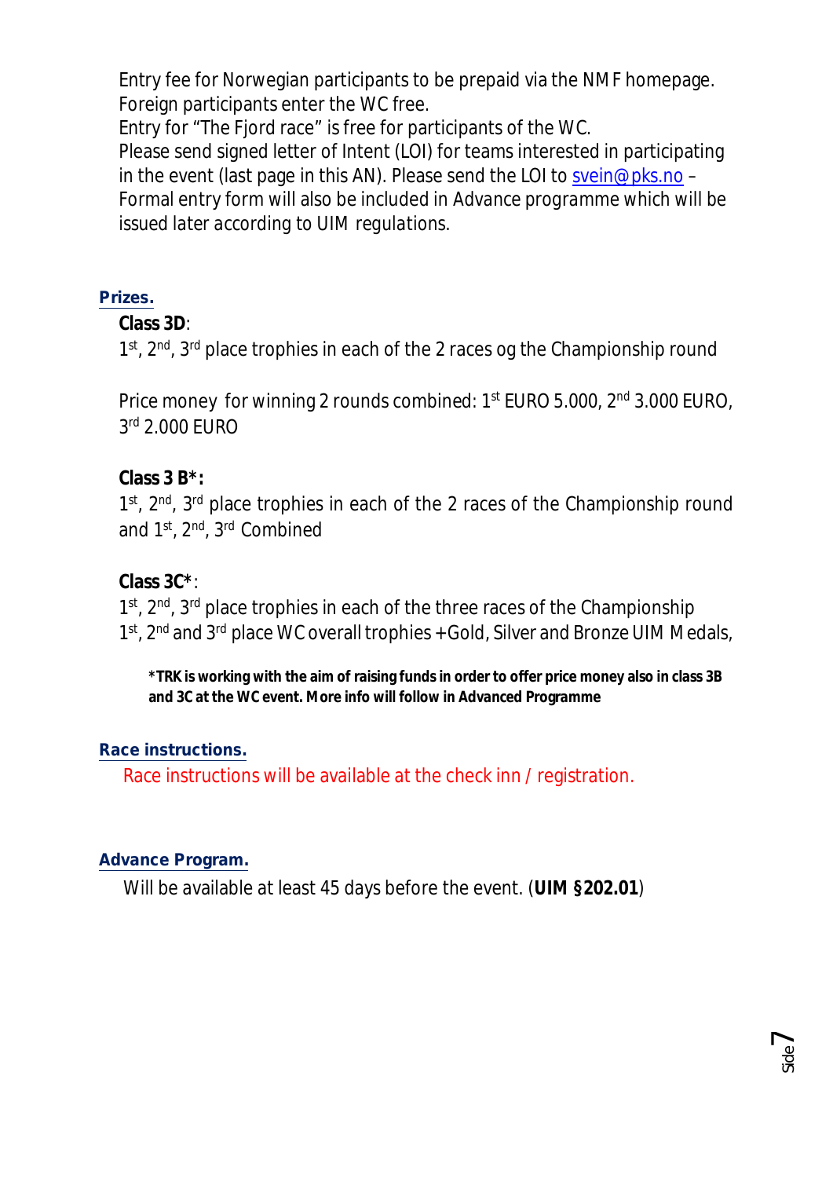Entry fee for Norwegian participants to be prepaid via the NMF homepage.
Foreign participants enter the WC free.
Entry for "The Fjord race" is free for participants of the WC.
Please send signed letter of Intent (LOI) for teams interested in participating in the event (last page in this AN). Please send the LOI to svein@pks.no – Formal entry form will also be included in Advance programme which will be issued later according to UIM regulations.

## Prizes.

**Class 3D**:
1st, 2nd, 3rd place trophies in each of the 2 races og the Championship round

Price money for winning 2 rounds combined: 1st EURO 5.000, 2nd 3.000 EURO, 3rd 2.000 EURO

**Class 3 B*:**
1st, 2nd, 3rd place trophies in each of the 2 races of the Championship round and 1st, 2nd, 3rd Combined

**Class 3C***:
1st, 2nd, 3rd place trophies in each of the three races of the Championship
1st, 2nd and 3rd place WC overall trophies + Gold, Silver and Bronze UIM Medals,

**\*TRK is working with the aim of raising funds in order to offer price money also in class 3B and 3C at the WC event. More info will follow in Advanced Programme**

## Race instructions.

Race instructions will be available at the check inn / registration.

## Advance Program.

Will be available at least 45 days before the event. (**UIM §202.01**)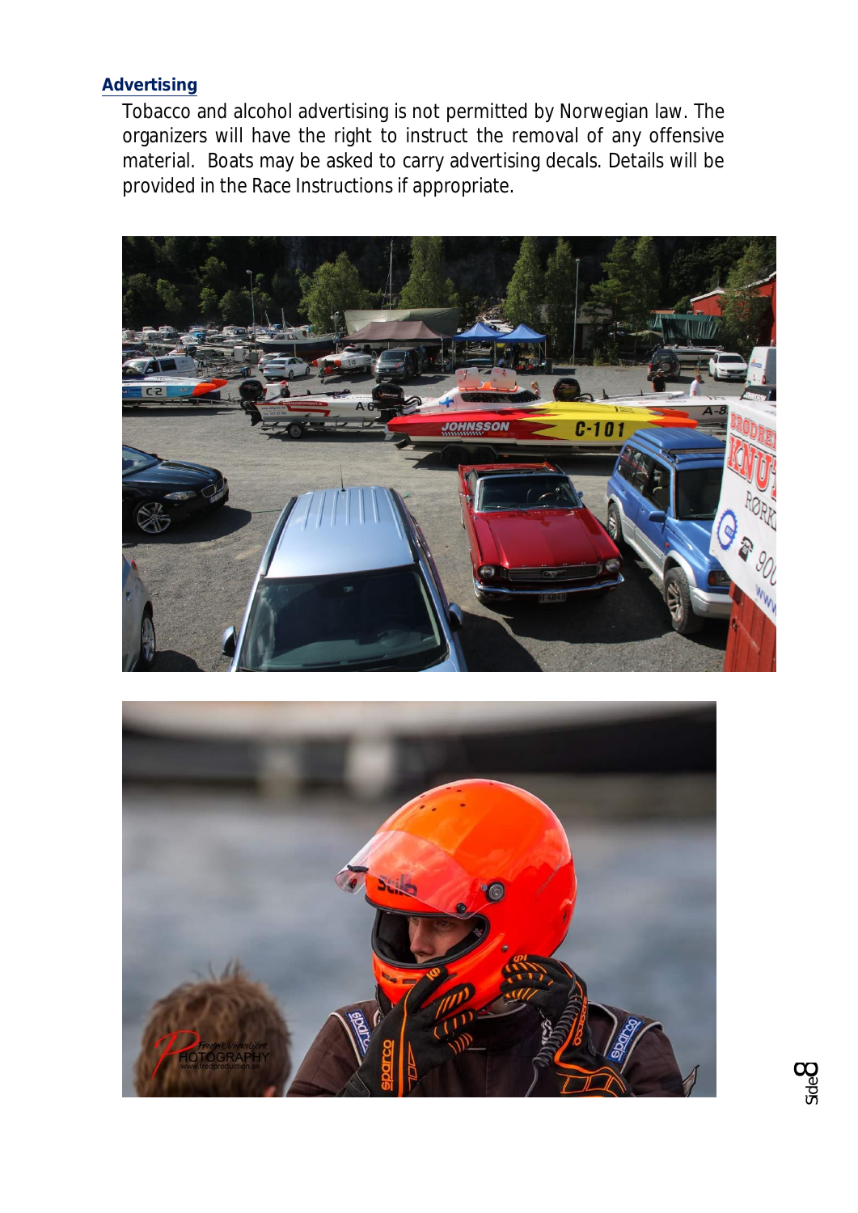## Advertising

Tobacco and alcohol advertising is not permitted by Norwegian law. The organizers will have the right to instruct the removal of any offensive material. Boats may be asked to carry advertising decals. Details will be provided in the Race Instructions if appropriate.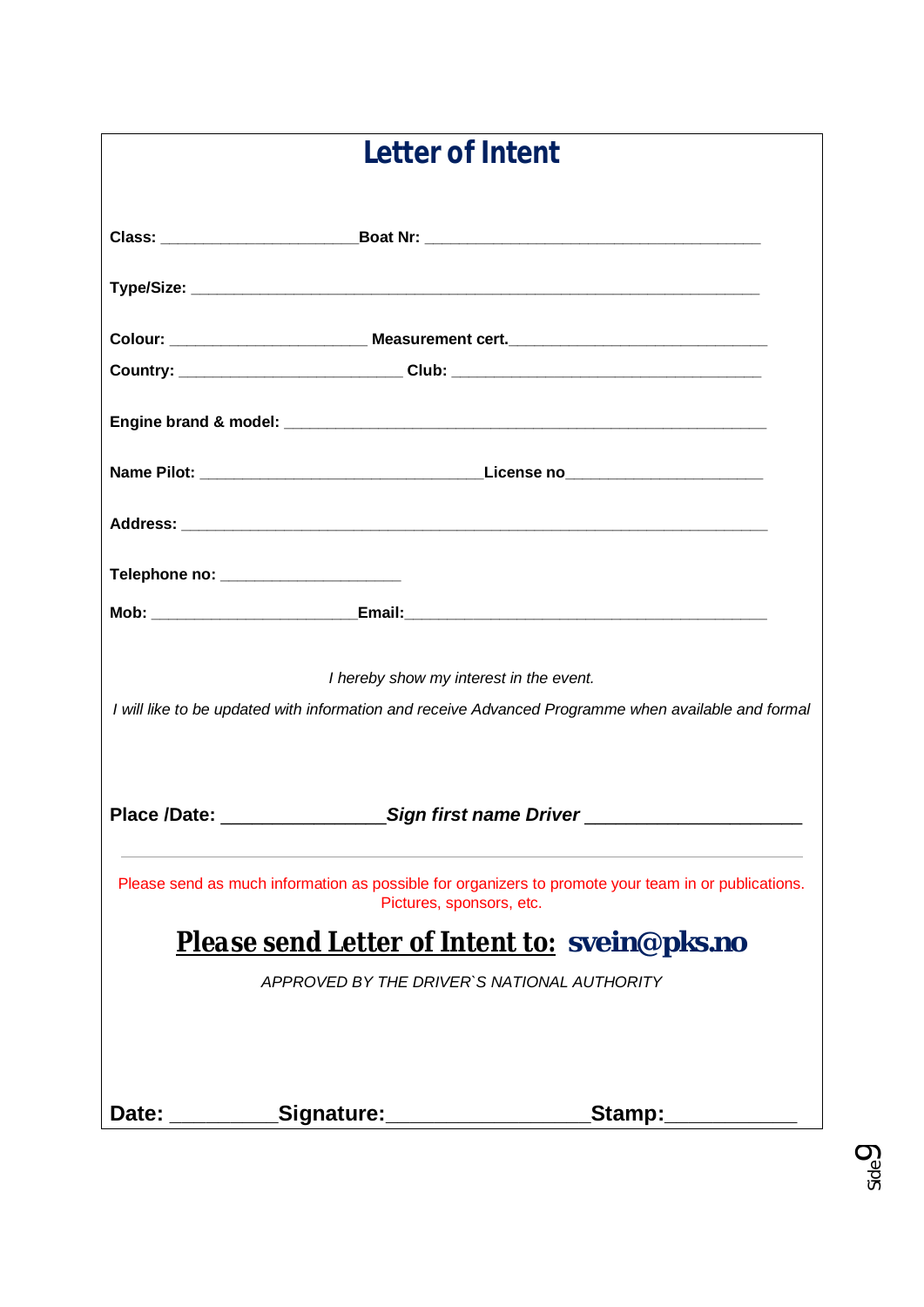# Letter of Intent

**Class:** ______________________ **Boat Nr:** ______________________________________

**Type/Size:** ________________________________________________________________

**Colour:** ______________________ **Measurement cert.**______________________________

**Country:** _________________________ **Club:** ___________________________________

**Engine brand & model:** _____________________________________________________

**Name Pilot:** _______________________________ **License no**______________________

**Address:** ___________________________________________________________________

**Telephone no:** ____________________

**Mob:** _______________________ **Email:**________________________________________

*I hereby show my interest in the event.*

*I will like to be updated with information and receive Advanced Programme when available and formal*

**Place /Date:** _______________ ***Sign first name Driver*** ____________________

---

Please send as much information as possible for organizers to promote your team in or publications. Pictures, sponsors, etc.

## Please send Letter of Intent to: svein@pks.no

*APPROVED BY THE DRIVER`S NATIONAL AUTHORITY*

**Date:** _________ **Signature:**________________ **Stamp:**___________